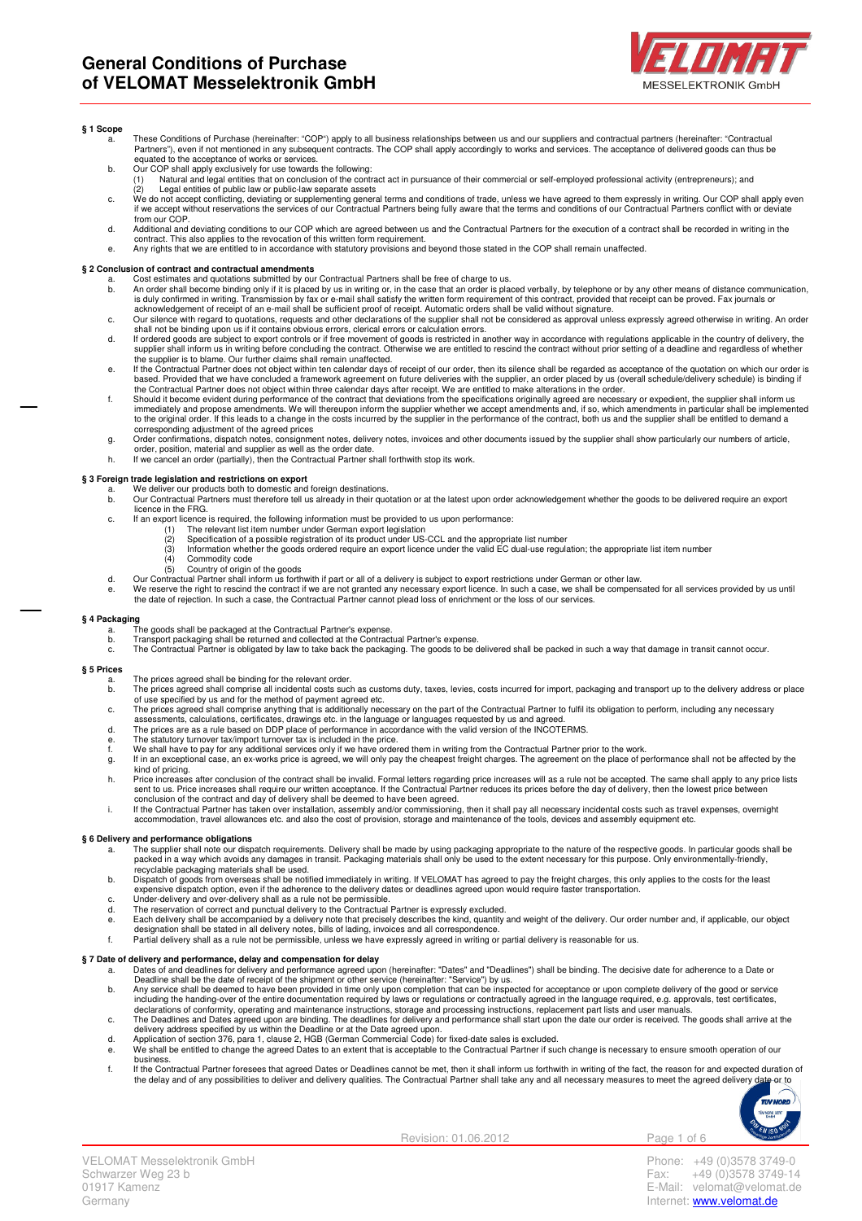# General Conditions of Purchase of VELOMAT Messelektronik GmbH

**§ 1 Scope**

a. These Conditions of Purchase (hereinafter: "COP") apply to all business relationships between us and our suppliers and contractual partners (hereinafter: "Contractual Partners"), even if not mentioned in any subsequent contracts. The COP shall apply accordingly to works and services. The acceptance of delivered goods can thus be equated to the acceptance of works or services.

b. Our COP shall apply exclusively for use towards the following:
   (1) Natural and legal entities that on conclusion of the contract act in pursuance of their commercial or self-employed professional activity (entrepreneurs); and
   (2) Legal entities of public law or public-law separate assets

c. We do not accept conflicting, deviating or supplementing general terms and conditions of trade, unless we have agreed to them expressly in writing. Our COP shall apply even if we accept without reservations the services of our Contractual Partners being fully aware that the terms and conditions of our Contractual Partners conflict with or deviate from our COP.

d. Additional and deviating conditions to our COP which are agreed between us and the Contractual Partners for the execution of a contract shall be recorded in writing in the contract. This also applies to the revocation of this written form requirement.

e. Any rights that we are entitled to in accordance with statutory provisions and beyond those stated in the COP shall remain unaffected.

**§ 2 Conclusion of contract and contractual amendments**

a. Cost estimates and quotations submitted by our Contractual Partners shall be free of charge to us.

b. An order shall become binding only if it is placed by us in writing or, in the case that an order is placed verbally, by telephone or by any other means of distance communication, is duly confirmed in writing. Transmission by fax or e-mail shall satisfy the written form requirement of this contract, provided that receipt can be proved. Fax journals or acknowledgement of receipt of an e-mail shall be sufficient proof of receipt. Automatic orders shall be valid without signature.

c. Our silence with regard to quotations, requests and other declarations of the supplier shall not be considered as approval unless expressly agreed otherwise in writing. An order shall not be binding upon us if it contains obvious errors, clerical errors or calculation errors.

d. If ordered goods are subject to export controls or if free movement of goods is restricted in another way in accordance with regulations applicable in the country of delivery, the supplier shall inform us in writing before concluding the contract. Otherwise we are entitled to rescind the contract without prior setting of a deadline and regardless of whether the supplier is to blame. Our further claims shall remain unaffected.

e. If the Contractual Partner does not object within ten calendar days of receipt of our order, then its silence shall be regarded as acceptance of the quotation on which our order is based. Provided that we have concluded a framework agreement on future deliveries with the supplier, an order placed by us (overall schedule/delivery schedule) is binding if the Contractual Partner does not object within three calendar days after receipt. We are entitled to make alterations in the order.

f. Should it become evident during performance of the contract that deviations from the specifications originally agreed are necessary or expedient, the supplier shall inform us immediately and propose amendments. We will thereupon inform the supplier whether we accept amendments and, if so, which amendments in particular shall be implemented to the original order. If this leads to a change in the costs incurred by the supplier in the performance of the contract, both us and the supplier shall be entitled to demand a corresponding adjustment of the agreed prices

g. Order confirmations, dispatch notes, consignment notes, delivery notes, invoices and other documents issued by the supplier shall show particularly our numbers of article, order, position, material and supplier as well as the order date.

h. If we cancel an order (partially), then the Contractual Partner shall forthwith stop its work.

**§ 3 Foreign trade legislation and restrictions on export**

a. We deliver our products both to domestic and foreign destinations.

b. Our Contractual Partners must therefore tell us already in their quotation or at the latest upon order acknowledgement whether the goods to be delivered require an export licence in the FRG.

c. If an export licence is required, the following information must be provided to us upon performance:
   (1) The relevant list item number under German export legislation
   (2) Specification of a possible registration of its product under US-CCL and the appropriate list number
   (3) Information whether the goods ordered require an export licence under the valid EC dual-use regulation; the appropriate list item number
   (4) Commodity code
   (5) Country of origin of the goods

d. Our Contractual Partner shall inform us forthwith if part or all of a delivery is subject to export restrictions under German or other law.

e. We reserve the right to rescind the contract if we are not granted any necessary export licence. In such a case, we shall be compensated for all services provided by us until the date of rejection. In such a case, the Contractual Partner cannot plead loss of enrichment or the loss of our services.

**§ 4 Packaging**

a. The goods shall be packaged at the Contractual Partner's expense.

b. Transport packaging shall be returned and collected at the Contractual Partner's expense.

c. The Contractual Partner is obligated by law to take back the packaging. The goods to be delivered shall be packed in such a way that damage in transit cannot occur.

**§ 5 Prices**

a. The prices agreed shall be binding for the relevant order.

b. The prices agreed shall comprise all incidental costs such as customs duty, taxes, levies, costs incurred for import, packaging and transport up to the delivery address or place of use specified by us and for the method of payment agreed etc.

c. The prices agreed shall comprise anything that is additionally necessary on the part of the Contractual Partner to fulfil its obligation to perform, including any necessary assessments, calculations, certificates, drawings etc. in the language or languages requested by us and agreed.

d. The prices are as a rule based on DDP place of performance in accordance with the valid version of the INCOTERMS.

e. The statutory turnover tax/import turnover tax is included in the price.

f. We shall have to pay for any additional services only if we have ordered them in writing from the Contractual Partner prior to the work.

g. If in an exceptional case, an ex-works price is agreed, we will only pay the cheapest freight charges. The agreement on the place of performance shall not be affected by the kind of pricing.

h. Price increases after conclusion of the contract shall be invalid. Formal letters regarding price increases will as a rule not be accepted. The same shall apply to any price lists sent to us. Price increases shall require our written acceptance. If the Contractual Partner reduces its prices before the day of delivery, then the lowest price between conclusion of the contract and day of delivery shall be deemed to have been agreed.

i. If the Contractual Partner has taken over installation, assembly and/or commissioning, then it shall pay all necessary incidental costs such as travel expenses, overnight accommodation, travel allowances etc. and also the cost of provision, storage and maintenance of the tools, devices and assembly equipment etc.

**§ 6 Delivery and performance obligations**

a. The supplier shall note our dispatch requirements. Delivery shall be made by using packaging appropriate to the nature of the respective goods. In particular goods shall be packed in a way which avoids any damages in transit. Packaging materials shall only be used to the extent necessary for this purpose. Only environmentally-friendly, recyclable packaging materials shall be used.

b. Dispatch of goods from overseas shall be notified immediately in writing. If VELOMAT has agreed to pay the freight charges, this only applies to the costs for the least expensive dispatch option, even if the adherence to the delivery dates or deadlines agreed upon would require faster transportation.

c. Under-delivery and over-delivery shall as a rule not be permissible.

d. The reservation of correct and punctual delivery to the Contractual Partner is expressly excluded.

e. Each delivery shall be accompanied by a delivery note that precisely describes the kind, quantity and weight of the delivery. Our order number and, if applicable, our object designation shall be stated in all delivery notes, bills of lading, invoices and all correspondence.

f. Partial delivery shall as a rule not be permissible, unless we have expressly agreed in writing or partial delivery is reasonable for us.

**§ 7 Date of delivery and performance, delay and compensation for delay**

a. Dates of and deadlines for delivery and performance agreed upon (hereinafter: "Dates" and "Deadlines") shall be binding. The decisive date for adherence to a Date or Deadline shall be the date of receipt of the shipment or other service (hereinafter: "Service") by us.

b. Any service shall be deemed to have been provided in time only upon completion that can be inspected for acceptance or upon complete delivery of the good or service including the handing-over of the entire documentation required by laws or regulations or contractually agreed in the language required, e.g. approvals, test certificates, declarations of conformity, operating and maintenance instructions, storage and processing instructions, replacement part lists and user manuals.

c. The Deadlines and Dates agreed upon are binding. The deadlines for delivery and performance shall start upon the date our order is received. The goods shall arrive at the delivery address specified by us within the Deadline or at the Date agreed upon.

d. Application of section 376, para 1, clause 2, HGB (German Commercial Code) for fixed-date sales is excluded.

e. We shall be entitled to change the agreed Dates to an extent that is acceptable to the Contractual Partner if such change is necessary to ensure smooth operation of our business.

f. If the Contractual Partner foresees that agreed Dates or Deadlines cannot be met, then it shall inform us forthwith in writing of the fact, the reason for and expected duration of the delay and of any possibilities to deliver and delivery qualities. The Contractual Partner shall take any and all necessary measures to meet the agreed delivery date or to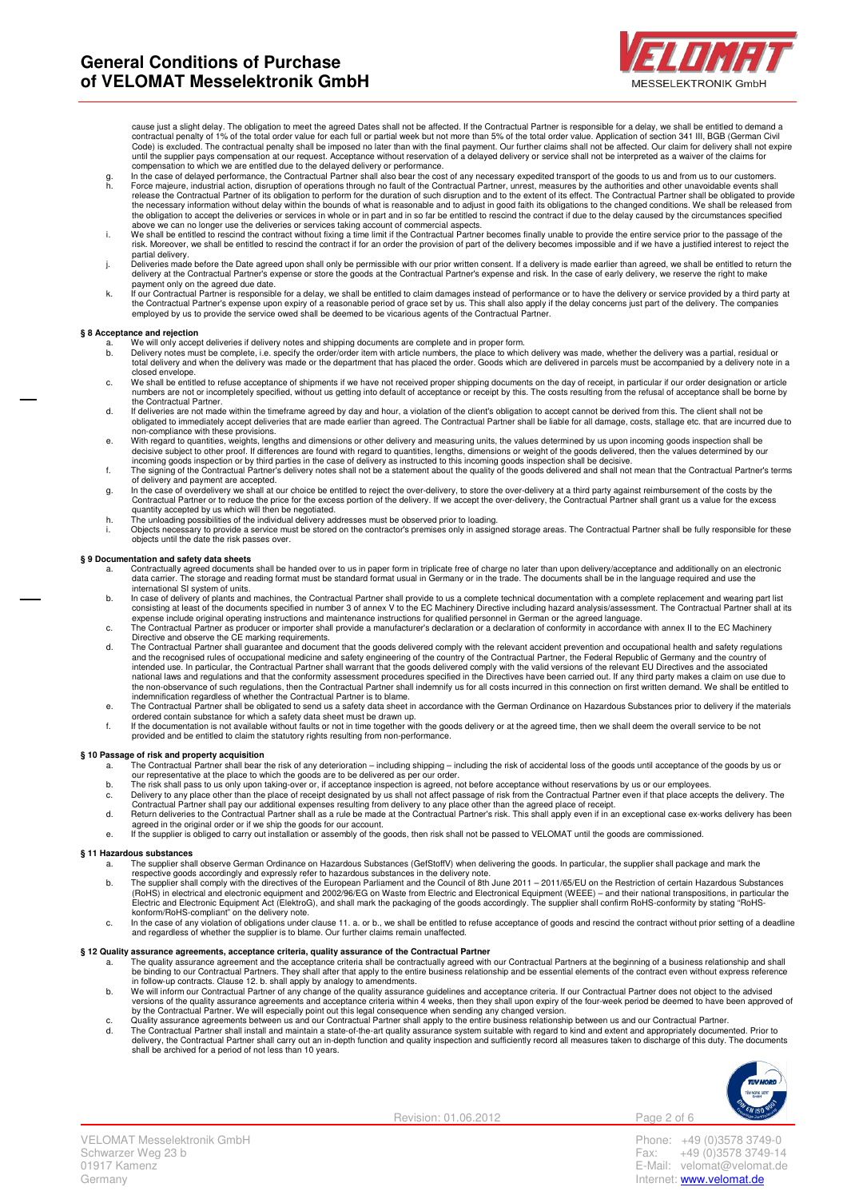cause just a slight delay. The obligation to meet the agreed Dates shall not be affected. If the Contractual Partner is responsible for a delay, we shall be entitled to demand a contractual penalty of 1% of the total order value for each full or partial week but not more than 5% of the total order value. Application of section 341 III, BGB (German Civil Code) is excluded. The contractual penalty shall be imposed no later than with the final payment. Our further claims shall not be affected. Our claim for delivery shall not expire until the supplier pays compensation at our request. Acceptance without reservation of a delayed delivery or service shall not be interpreted as a waiver of the claims for compensation to which we are entitled due to the delayed delivery or performance.

g. In the case of delayed performance, the Contractual Partner shall also bear the cost of any necessary expedited transport of the goods to us and from us to our customers.

h. Force majeure, industrial action, disruption of operations through no fault of the Contractual Partner, unrest, measures by the authorities and other unavoidable events shall release the Contractual Partner of its obligation to perform for the duration of such disruption and to the extent of its effect. The Contractual Partner shall be obligated to provide the necessary information without delay within the bounds of what is reasonable and to adjust in good faith its obligations to the changed conditions. We shall be released from the obligation to accept the deliveries or services in whole or in part and in so far be entitled to rescind the contract if due to the delay caused by the circumstances specified above we can no longer use the deliveries or services taking account of commercial aspects.

i. We shall be entitled to rescind the contract without fixing a time limit if the Contractual Partner becomes finally unable to provide the entire service prior to the passage of the risk. Moreover, we shall be entitled to rescind the contract if for an order the provision of part of the delivery becomes impossible and if we have a justified interest to reject the partial delivery.

j. Deliveries made before the Date agreed upon shall only be permissible with our prior written consent. If a delivery is made earlier than agreed, we shall be entitled to return the delivery at the Contractual Partner's expense or store the goods at the Contractual Partner's expense and risk. In the case of early delivery, we reserve the right to make payment only on the agreed due date.

k. If our Contractual Partner is responsible for a delay, we shall be entitled to claim damages instead of performance or to have the delivery or service provided by a third party at the Contractual Partner's expense upon expiry of a reasonable period of grace set by us. This shall also apply if the delay concerns just part of the delivery. The companies employed by us to provide the service owed shall be deemed to be vicarious agents of the Contractual Partner.

## § 8 Acceptance and rejection

a. We will only accept deliveries if delivery notes and shipping documents are complete and in proper form.

b. Delivery notes must be complete, i.e. specify the order/order item with article numbers, the place to which delivery was made, whether the delivery was a partial, residual or total delivery and when the delivery was made or the department that has placed the order. Goods which are delivered in parcels must be accompanied by a delivery note in a closed envelope.

c. We shall be entitled to refuse acceptance of shipments if we have not received proper shipping documents on the day of receipt, in particular if our order designation or article numbers are not or incompletely specified, without us getting into default of acceptance or receipt by this. The costs resulting from the refusal of acceptance shall be borne by the Contractual Partner.

d. If deliveries are not made within the timeframe agreed by day and hour, a violation of the client's obligation to accept cannot be derived from this. The client shall not be obligated to immediately accept deliveries that are made earlier than agreed. The Contractual Partner shall be liable for all damage, costs, stallage etc. that are incurred due to non-compliance with these provisions.

e. With regard to quantities, weights, lengths and dimensions or other delivery and measuring units, the values determined by us upon incoming goods inspection shall be decisive subject to other proof. If differences are found with regard to quantities, lengths, dimensions or weight of the goods delivered, then the values determined by our incoming goods inspection or by third parties in the case of delivery as instructed to this incoming goods inspection shall be decisive.

f. The signing of the Contractual Partner's delivery notes shall not be a statement about the quality of the goods delivered and shall not mean that the Contractual Partner's terms of delivery and payment are accepted.

g. In the case of overdelivery we shall at our choice be entitled to reject the over-delivery, to store the over-delivery at a third party against reimbursement of the costs by the Contractual Partner or to reduce the price for the excess portion of the delivery. If we accept the over-delivery, the Contractual Partner shall grant us a value for the excess quantity accepted by us which will then be negotiated.

h. The unloading possibilities of the individual delivery addresses must be observed prior to loading.

i. Objects necessary to provide a service must be stored on the contractor's premises only in assigned storage areas. The Contractual Partner shall be fully responsible for these objects until the date the risk passes over.

## § 9 Documentation and safety data sheets

a. Contractually agreed documents shall be handed over to us in paper form in triplicate free of charge no later than upon delivery/acceptance and additionally on an electronic data carrier. The storage and reading format must be standard format usual in Germany or in the trade. The documents shall be in the language required and use the international SI system of units.

b. In case of delivery of plants and machines, the Contractual Partner shall provide to us a complete technical documentation with a complete replacement and wearing part list consisting at least of the documents specified in number 3 of annex V to the EC Machinery Directive including hazard analysis/assessment. The Contractual Partner shall at its expense include original operating instructions and maintenance instructions for qualified personnel in German or the agreed language.

c. The Contractual Partner as producer or importer shall provide a manufacturer's declaration or a declaration of conformity in accordance with annex II to the EC Machinery Directive and observe the CE marking requirements.

d. The Contractual Partner shall guarantee and document that the goods delivered comply with the relevant accident prevention and occupational health and safety regulations and the recognised rules of occupational medicine and safety engineering of the country of the Contractual Partner, the Federal Republic of Germany and the country of intended use. In particular, the Contractual Partner shall warrant that the goods delivered comply with the valid versions of the relevant EU Directives and the associated national laws and regulations and that the conformity assessment procedures specified in the Directives have been carried out. If any third party makes a claim on use due to the non-observance of such regulations, then the Contractual Partner shall indemnify us for all costs incurred in this connection on first written demand. We shall be entitled to indemnification regardless of whether the Contractual Partner is to blame.

e. The Contractual Partner shall be obligated to send us a safety data sheet in accordance with the German Ordinance on Hazardous Substances prior to delivery if the materials ordered contain substance for which a safety data sheet must be drawn up.

f. If the documentation is not available without faults or not in time together with the goods delivery or at the agreed time, then we shall deem the overall service to be not provided and be entitled to claim the statutory rights resulting from non-performance.

## § 10 Passage of risk and property acquisition

a. The Contractual Partner shall bear the risk of any deterioration – including shipping – including the risk of accidental loss of the goods until acceptance of the goods by us or our representative at the place to which the goods are to be delivered as per our order.

b. The risk shall pass to us only upon taking-over or, if acceptance inspection is agreed, not before acceptance without reservations by us or our employees.

c. Delivery to any place other than the place of receipt designated by us shall not affect passage of risk from the Contractual Partner even if that place accepts the delivery. The Contractual Partner shall pay our additional expenses resulting from delivery to any place other than the agreed place of receipt.

d. Return deliveries to the Contractual Partner shall as a rule be made at the Contractual Partner's risk. This shall apply even if in an exceptional case ex-works delivery has been agreed in the original order or if we ship the goods for our account.

e. If the supplier is obliged to carry out installation or assembly of the goods, then risk shall not be passed to VELOMAT until the goods are commissioned.

## § 11 Hazardous substances

a. The supplier shall observe German Ordinance on Hazardous Substances (GefStoffV) when delivering the goods. In particular, the supplier shall package and mark the respective goods accordingly and expressly refer to hazardous substances in the delivery note.

b. The supplier shall comply with the directives of the European Parliament and the Council of 8th June 2011 – 2011/65/EU on the Restriction of certain Hazardous Substances (RoHS) in electrical and electronic equipment and 2002/96/EG on Waste from Electric and Electronical Equipment (WEEE) – and their national transpositions, in particular the Electric and Electronic Equipment Act (ElektroG), and shall mark the packaging of the goods accordingly. The supplier shall confirm RoHS-conformity by stating "RoHS-konform/RoHS-compliant" on the delivery note.

c. In the case of any violation of obligations under clause 11. a. or b., we shall be entitled to refuse acceptance of goods and rescind the contract without prior setting of a deadline and regardless of whether the supplier is to blame. Our further claims remain unaffected.

## § 12 Quality assurance agreements, acceptance criteria, quality assurance of the Contractual Partner

a. The quality assurance agreement and the acceptance criteria shall be contractually agreed with our Contractual Partners at the beginning of a business relationship and shall be binding to our Contractual Partners. They shall after that apply to the entire business relationship and be essential elements of the contract even without express reference in follow-up contracts. Clause 12. b. shall apply by analogy to amendments.

b. We will inform our Contractual Partner of any change of the quality assurance guidelines and acceptance criteria. If our Contractual Partner does not object to the advised versions of the quality assurance agreements and acceptance criteria within 4 weeks, then they shall upon expiry of the four-week period be deemed to have been approved of by the Contractual Partner. We will especially point out this legal consequence when sending any changed version.

c. Quality assurance agreements between us and our Contractual Partner shall apply to the entire business relationship between us and our Contractual Partner.

d. The Contractual Partner shall install and maintain a state-of-the-art quality assurance system suitable with regard to kind and extent and appropriately documented. Prior to delivery, the Contractual Partner shall carry out an in-depth function and quality inspection and sufficiently record all measures taken to discharge of this duty. The documents shall be archived for a period of not less than 10 years.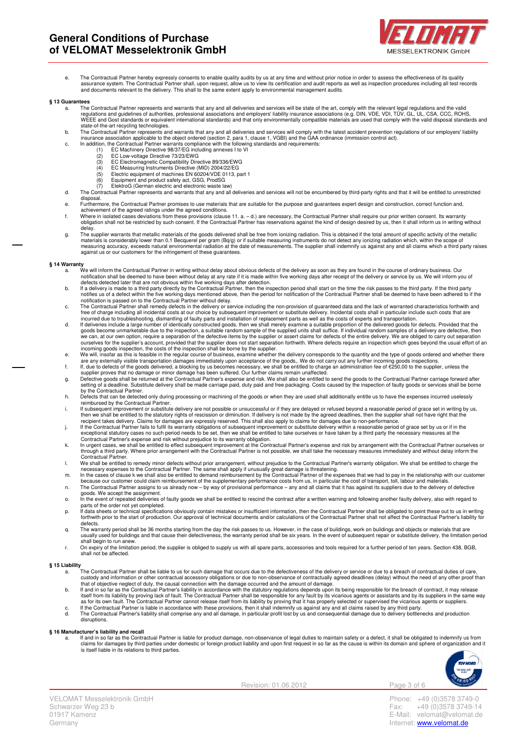e. The Contractual Partner hereby expressly consents to enable quality audits by us at any time and without prior notice in order to assess the effectiveness of its quality assurance system. The Contractual Partner shall, upon request, allow us to view its certification and audit reports as well as inspection procedures including all test records and documents relevant to the delivery. This shall to the same extent apply to environmental management audits.

### § 13 Guarantees

a. The Contractual Partner represents and warrants that any and all deliveries and services will be state of the art, comply with the relevant legal regulations and the valid regulations and guidelines of authorities, professional associations and employers' liability insurance associations (e.g. DIN, VDE, VDI, TÜV, GL, UL, CSA, CCC, ROHS, WEEE and Gost standards or equivalent international standards) and that only environmentally compatible materials are used that comply with the valid disposal standards and state-of-the-art recycling technologies.

b. The Contractual Partner represents and warrants that any and all deliveries and services will comply with the latest accident prevention regulations of our employers' liability insurance association applicable to the object ordered (section 2, para 1, clause 1, VGBI) and the GAA ordinance (immission control act).

c. In addition, the Contractual Partner warrants compliance with the following standards and requirements:
   (1) EC Machinery Directive 98/37/EG including annexes I to VI
   (2) EC Low-voltage Directive 73/23/EWG
   (3) EC Electromagnetic Compatibility Directive 89/336/EWG
   (4) EC Measuring Instruments Directive (MID) 2004/22/EG
   (5) Electric equipment of machines EN 60204/VDE 0113, part 1
   (6) Equipment and product safety act, GSG, ProdSG
   (7) ElektroG (German electric and electronic waste law)

d. The Contractual Partner represents and warrants that any and all deliveries and services will not be encumbered by third-party rights and that it will be entitled to unrestricted disposal.

e. Furthermore, the Contractual Partner promises to use materials that are suitable for the purpose and guarantees expert design and construction, correct function and, achievement of the agreed ratings under the agreed conditions.

f. Where in isolated cases deviations from these provisions (clause 11. a. – d.) are necessary, the Contractual Partner shall require our prior written consent. Its warranty obligation shall not be restricted by such consent. If the Contractual Partner has reservations against the kind of design desired by us, then it shall inform us in writing without delay.

g. The supplier warrants that metallic materials of the goods delivered shall be free from ionizing radiation. This is obtained if the total amount of specific activity of the metallic materials is considerably lower than 0,1 Becquerel per gram (Bq/g) or if suitable measuring instruments do not detect any ionizing radiation which, within the scope of measuring accuracy, exceeds natural environmental radiation at the date of measurements. The supplier shall indemnify us against any and all claims which a third party raises against us or our customers for the infringement of these guarantees.

### § 14 Warranty

a. We will inform the Contractual Partner in writing without delay about obvious defects of the delivery as soon as they are found in the course of ordinary business. Our notification shall be deemed to have been without delay at any rate if it is made within five working days after receipt of the delivery or service by us. We will inform you of defects detected later that are not obvious within five working days after detection.

b. If a delivery is made to a third party directly by the Contractual Partner, then the inspection period shall start on the time the risk passes to the third party. If the third party notifies us of a defect within the five working days mentioned above, then the period for notification of the Contractual Partner shall be deemed to have been adhered to if the notification is passed on to the Contractual Partner without delay.

c. The Contractual Partner shall remedy defects in the delivery or service including the non-provision of guaranteed data and the lack of warranted characteristics forthwith and free of charge including all incidental costs at our choice by subsequent improvement or substitute delivery. Incidental costs shall in particular include such costs that are incurred due to troubleshooting, dismantling of faulty parts and installation of replacement parts as well as the costs of experts and transportation.

d. If deliveries include a large number of identically constructed goods, then we shall merely examine a suitable proportion of the delivered goods for defects. Provided that the goods become unmarketable due to the inspection, a suitable random sample of the supplied units shall suffice. If individual random samples of a delivery are defective, then we can, at our own option, require a separation of the defective items by the supplier or assert claims for defects of the entire delivery. We are obliged to carry out separation ourselves for the supplier's account, provided that the supplier does not start separation forthwith. Where defects require an inspection which goes beyond the usual effort of an incoming goods inspection, the costs of the inspection shall be borne by the supplier.

e. We will, insofar as this is feasible in the regular course of business, examine whether the delivery corresponds to the quantity and the type of goods ordered and whether there are any externally visible transportation damages immediately upon acceptance of the goods,. We do not carry out any further incoming goods inspections.

f. If, due to defects of the goods delivered, a blocking by us becomes necessary, we shall be entitled to charge an administration fee of €250,00 to the supplier, unless the supplier proves that no damage or minor damage has been suffered. Our further claims remain unaffected.

g. Defective goods shall be returned at the Contractual Partner's expense and risk. We shall also be entitled to send the goods to the Contractual Partner carriage forward after setting of a deadline. Substitute delivery shall be made carriage paid, duty paid and free packaging. Costs caused by the inspection of faulty goods or services shall be borne by the Contractual Partner.

h. Defects that can be detected only during processing or machining of the goods or when they are used shall additionally entitle us to have the expenses incurred uselessly reimbursed by the Contractual Partner.

i. If subsequent improvement or substitute delivery are not possible or unsuccessful or if they are delayed or refused beyond a reasonable period of grace set in writing by us, then we shall be entitled to the statutory rights of rescission or diminution. If delivery is not made by the agreed deadlines, then the supplier shall not have right that the recipient takes delivery. Claims for damages are expressly reserved. This shall also apply to claims for damages due to non-performance.

j. If the Contractual Partner fails to fulfil its warranty obligations of subsequent improvement or substitute delivery within a reasonable period of grace set by us or if in the exceptional statutory cases no such period needs to be set, then we shall be entitled to take ourselves or have taken by a third party the necessary measures at the Contractual Partner's expense and risk without prejudice to its warranty obligation.

k. In urgent cases, we shall be entitled to effect subsequent improvement at the Contractual Partner's expense and risk by arrangement with the Contractual Partner ourselves or through a third party. Where prior arrangement with the Contractual Partner is not possible, we shall take the necessary measures immediately and without delay inform the Contractual Partner.

l. We shall be entitled to remedy minor defects without prior arrangement, without prejudice to the Contractual Partner's warranty obligation. We shall be entitled to charge the necessary expenses to the Contractual Partner. The same shall apply if unusually great damage is threatening.

m. In the cases of clause k we shall also be entitled to demand reimbursement by the Contractual Partner of the expenses that we had to pay in the relationship with our customer because our customer could claim reimbursement of the supplementary performance costs from us, in particular the cost of transport, toll, labour and materials.

n. The Contractual Partner assigns to us already now – by way of provisional performance – any and all claims that it has against its suppliers due to the delivery of defective goods. We accept the assignment.

o. In the event of repeated deliveries of faulty goods we shall be entitled to rescind the contract after a written warning and following another faulty delivery, also with regard to parts of the order not yet completed.

p. If data sheets or technical specifications obviously contain mistakes or insufficient information, then the Contractual Partner shall be obligated to point these out to us in writing forthwith prior to the start of production. Our approval of technical documents and/or calculations of the Contractual Partner shall not affect the Contractual Partner's liability for defects.

q. The warranty period shall be 36 months starting from the day the risk passes to us. However, in the case of buildings, work on buildings and objects or materials that are usually used for buildings and that cause their defectiveness, the warranty period shall be six years. In the event of subsequent repair or substitute delivery, the limitation period shall begin to run anew.

r. On expiry of the limitation period, the supplier is obliged to supply us with all spare parts, accessories and tools required for a further period of ten years. Section 438, BGB, shall not be affected.

### § 15 Liability

a. The Contractual Partner shall be liable to us for such damage that occurs due to the defectiveness of the delivery or service or due to a breach of contractual duties of care, custody and information or other contractual accessory obligations or due to non-observance of contractually agreed deadlines (delay) without the need of any other proof than that of objective neglect of duty, the causal connection with the damage occurred and the amount of damage.

b. If and in so far as the Contractual Partner's liability in accordance with the statutory regulations depends upon its being responsible for the breach of contract, it may release itself from its liability by proving lack of fault. The Contractual Partner shall be responsible for any fault by its vicarious agents or assistants and by its suppliers in the same way as for its own fault. The Contractual Partner cannot release itself from its liability by proving that it has properly selected or supervised the vicarious agents or suppliers.

c. If the Contractual Partner is liable in accordance with these provisions, then it shall indemnify us against any and all claims raised by any third party.

d. The Contractual Partner's liability shall comprise any and all damage, in particular profit lost by us and consequential damage due to delivery bottlenecks and production disruptions.

### § 16 Manufacturer's liability and recall

a. If and in so far as the Contractual Partner is liable for product damage, non-observance of legal duties to maintain safety or a defect, it shall be obligated to indemnify us from claims for damages by third parties under domestic or foreign product liability and upon first request in so far as the cause is within its domain and sphere of organization and it is itself liable in its relations to third parties.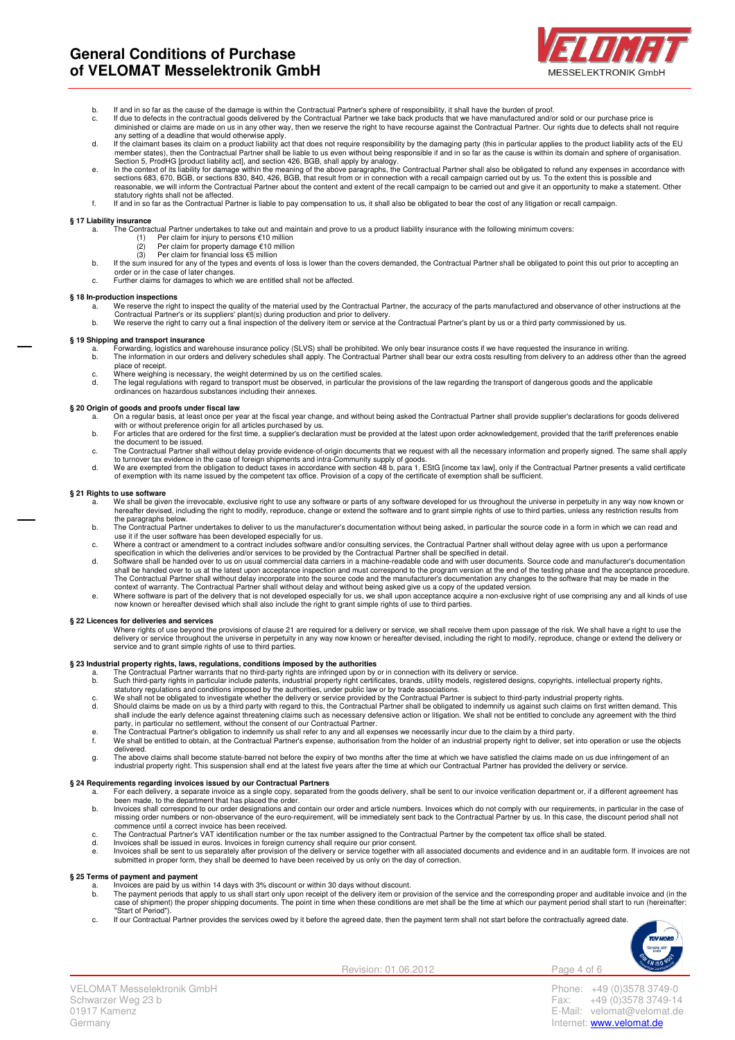b. If and in so far as the cause of the damage is within the Contractual Partner's sphere of responsibility, it shall have the burden of proof.

c. If due to defects in the contractual goods delivered by the Contractual Partner we take back products that we have manufactured and/or sold or our purchase price is diminished or claims are made on us in any other way, then we reserve the right to have recourse against the Contractual Partner. Our rights due to defects shall not require any setting of a deadline that would otherwise apply.

d. If the claimant bases its claim on a product liability act that does not require responsibility by the damaging party (this in particular applies to the product liability acts of the EU member states), then the Contractual Partner shall be liable to us even without being responsible if and in so far as the cause is within its domain and sphere of organisation. Section 5, ProdHG [product liability act], and section 426, BGB, shall apply by analogy.

e. In the context of its liability for damage within the meaning of the above paragraphs, the Contractual Partner shall also be obligated to refund any expenses in accordance with sections 683, 670, BGB, or sections 830, 840, 426, BGB, that result from or in connection with a recall campaign carried out by us. To the extent this is possible and reasonable, we will inform the Contractual Partner about the content and extent of the recall campaign to be carried out and give it an opportunity to make a statement. Other statutory rights shall not be affected.

f. If and in so far as the Contractual Partner is liable to pay compensation to us, it shall also be obligated to bear the cost of any litigation or recall campaign.

## § 17 Liability insurance

a. The Contractual Partner undertakes to take out and maintain and prove to us a product liability insurance with the following minimum covers:
   (1) Per claim for injury to persons €10 million
   (2) Per claim for property damage €10 million
   (3) Per claim for financial loss €5 million

b. If the sum insured for any of the types and events of loss is lower than the covers demanded, the Contractual Partner shall be obligated to point this out prior to accepting an order or in the case of later changes.

c. Further claims for damages to which we are entitled shall not be affected.

## § 18 In-production inspections

a. We reserve the right to inspect the quality of the material used by the Contractual Partner, the accuracy of the parts manufactured and observance of other instructions at the Contractual Partner's or its suppliers' plant(s) during production and prior to delivery.

b. We reserve the right to carry out a final inspection of the delivery item or service at the Contractual Partner's plant by us or a third party commissioned by us.

## § 19 Shipping and transport insurance

a. Forwarding, logistics and warehouse insurance policy (SLVS) shall be prohibited. We only bear insurance costs if we have requested the insurance in writing.

b. The information in our orders and delivery schedules shall apply. The Contractual Partner shall bear our extra costs resulting from delivery to an address other than the agreed place of receipt.

c. Where weighing is necessary, the weight determined by us on the certified scales.

d. The legal regulations with regard to transport must be observed, in particular the provisions of the law regarding the transport of dangerous goods and the applicable ordinances on hazardous substances including their annexes.

## § 20 Origin of goods and proofs under fiscal law

a. On a regular basis, at least once per year at the fiscal year change, and without being asked the Contractual Partner shall provide supplier's declarations for goods delivered with or without preference origin for all articles purchased by us.

b. For articles that are ordered for the first time, a supplier's declaration must be provided at the latest upon order acknowledgement, provided that the tariff preferences enable the document to be issued.

c. The Contractual Partner shall without delay provide evidence-of-origin documents that we request with all the necessary information and properly signed. The same shall apply to turnover tax evidence in the case of foreign shipments and intra-Community supply of goods.

d. We are exempted from the obligation to deduct taxes in accordance with section 48 b, para 1, EStG [income tax law], only if the Contractual Partner presents a valid certificate of exemption with its name issued by the competent tax office. Provision of a copy of the certificate of exemption shall be sufficient.

## § 21 Rights to use software

a. We shall be given the irrevocable, exclusive right to use any software or parts of any software developed for us throughout the universe in perpetuity in any way now known or hereafter devised, including the right to modify, reproduce, change or extend the software and to grant simple rights of use to third parties, unless any restriction results from the paragraphs below.

b. The Contractual Partner undertakes to deliver to us the manufacturer's documentation without being asked, in particular the source code in a form in which we can read and use it if the user software has been developed especially for us.

c. Where a contract or amendment to a contract includes software and/or consulting services, the Contractual Partner shall without delay agree with us upon a performance specification in which the deliveries and/or services to be provided by the Contractual Partner shall be specified in detail.

d. Software shall be handed over to us on usual commercial data carriers in a machine-readable code and with user documents. Source code and manufacturer's documentation shall be handed over to us at the latest upon acceptance inspection and must correspond to the program version at the end of the testing phase and the acceptance procedure. The Contractual Partner shall without delay incorporate into the source code and the manufacturer's documentation any changes to the software that may be made in the context of warranty. The Contractual Partner shall without delay and without being asked give us a copy of the updated version.

e. Where software is part of the delivery that is not developed especially for us, we shall upon acceptance acquire a non-exclusive right of use comprising any and all kinds of use now known or hereafter devised which shall also include the right to grant simple rights of use to third parties.

## § 22 Licences for deliveries and services

Where rights of use beyond the provisions of clause 21 are required for a delivery or service, we shall receive them upon passage of the risk. We shall have a right to use the delivery or service throughout the universe in perpetuity in any way now known or hereafter devised, including the right to modify, reproduce, change or extend the delivery or service and to grant simple rights of use to third parties.

## § 23 Industrial property rights, laws, regulations, conditions imposed by the authorities

a. The Contractual Partner warrants that no third-party rights are infringed upon by or in connection with its delivery or service.

b. Such third-party rights in particular include patents, industrial property right certificates, brands, utility models, registered designs, copyrights, intellectual property rights, statutory regulations and conditions imposed by the authorities, under public law or by trade associations.

c. We shall not be obligated to investigate whether the delivery or service provided by the Contractual Partner is subject to third-party industrial property rights.

d. Should claims be made on us by a third party with regard to this, the Contractual Partner shall be obligated to indemnify us against such claims on first written demand. This shall include the early defence against threatening claims such as necessary defensive action or litigation. We shall not be entitled to conclude any agreement with the third party, in particular no settlement, without the consent of our Contractual Partner.

e. The Contractual Partner's obligation to indemnify us shall refer to any and all expenses we necessarily incur due to the claim by a third party.

f. We shall be entitled to obtain, at the Contractual Partner's expense, authorisation from the holder of an industrial property right to deliver, set into operation or use the objects delivered.

g. The above claims shall become statute-barred not before the expiry of two months after the time at which we have satisfied the claims made on us due infringement of an industrial property right. This suspension shall end at the latest five years after the time at which our Contractual Partner has provided the delivery or service.

## § 24 Requirements regarding invoices issued by our Contractual Partners

a. For each delivery, a separate invoice as a single copy, separated from the goods delivery, shall be sent to our invoice verification department or, if a different agreement has been made, to the department that has placed the order.

b. Invoices shall correspond to our order designations and contain our order and article numbers. Invoices which do not comply with our requirements, in particular in the case of missing order numbers or non-observance of the euro-requirement, will be immediately sent back to the Contractual Partner by us. In this case, the discount period shall not commence until a correct invoice has been received.

c. The Contractual Partner's VAT identification number or the tax number assigned to the Contractual Partner by the competent tax office shall be stated.

d. Invoices shall be issued in euros. Invoices in foreign currency shall require our prior consent.

e. Invoices shall be sent to us separately after provision of the delivery or service together with all associated documents and evidence and in an auditable form. If invoices are not submitted in proper form, they shall be deemed to have been received by us only on the day of correction.

## § 25 Terms of payment and payment

a. Invoices are paid by us within 14 days with 3% discount or within 30 days without discount.

b. The payment periods that apply to us shall start only upon receipt of the delivery item or provision of the service and the corresponding proper and auditable invoice and (in the case of shipment) the proper shipping documents. The point in time when these conditions are met shall be the time at which our payment period shall start to run (hereinafter: "Start of Period").

c. If our Contractual Partner provides the services owed by it before the agreed date, then the payment term shall not start before the contractually agreed date.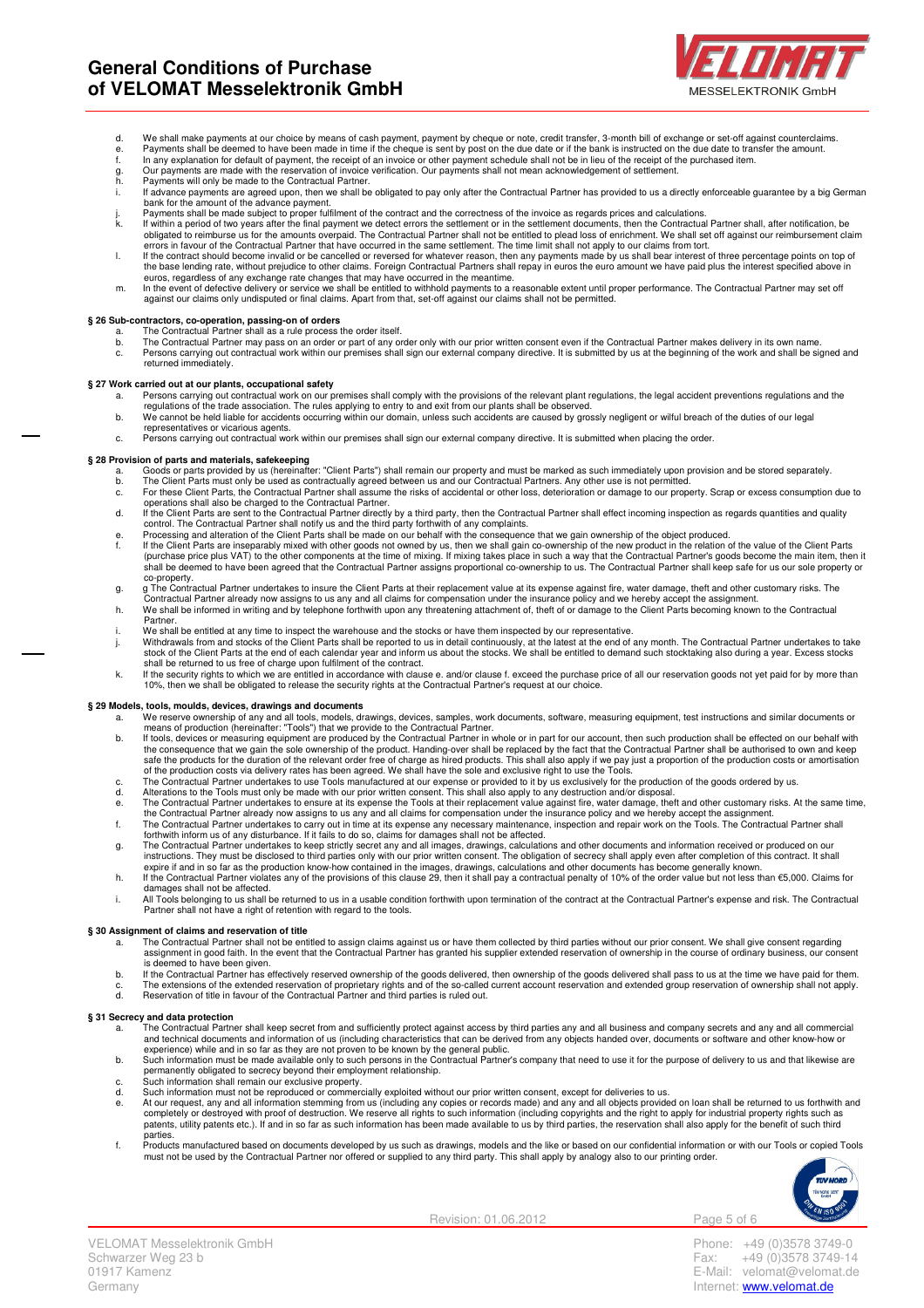d. We shall make payments at our choice by means of cash payment, payment by cheque or note, credit transfer, 3-month bill of exchange or set-off against counterclaims.
e. Payments shall be deemed to have been made in time if the cheque is sent by post on the due date or if the bank is instructed on the due date to transfer the amount.
f. In any explanation for default of payment, the receipt of an invoice or other payment schedule shall not be in lieu of the receipt of the purchased item.
g. Our payments are made with the reservation of invoice verification. Our payments shall not mean acknowledgement of settlement.
h. Payments will only be made to the Contractual Partner.
i. If advance payments are agreed upon, then we shall be obligated to pay only after the Contractual Partner has provided to us a directly enforceable guarantee by a big German bank for the amount of the advance payment.
j. Payments shall be made subject to proper fulfilment of the contract and the correctness of the invoice as regards prices and calculations.
k. If within a period of two years after the final payment we detect errors the settlement or in the settlement documents, then the Contractual Partner shall, after notification, be obligated to reimburse us for the amounts overpaid. The Contractual Partner shall not be entitled to plead loss of enrichment. We shall set off against our reimbursement claim errors in favour of the Contractual Partner that have occurred in the same settlement. The time limit shall not apply to our claims from tort.
l. If the contract should become invalid or be cancelled or reversed for whatever reason, then any payments made by us shall bear interest of three percentage points on top of the base lending rate, without prejudice to other claims. Foreign Contractual Partners shall repay in euros the euro amount we have paid plus the interest specified above in euros, regardless of any exchange rate changes that may have occurred in the meantime.
m. In the event of defective delivery or service we shall be entitled to withhold payments to a reasonable extent until proper performance. The Contractual Partner may set off against our claims only undisputed or final claims. Apart from that, set-off against our claims shall not be permitted.

### § 26 Sub-contractors, co-operation, passing-on of orders

a. The Contractual Partner shall as a rule process the order itself.
b. The Contractual Partner may pass on an order or part of any order only with our prior written consent even if the Contractual Partner makes delivery in its own name.
c. Persons carrying out contractual work within our premises shall sign our external company directive. It is submitted by us at the beginning of the work and shall be signed and returned immediately.

### § 27 Work carried out at our plants, occupational safety

a. Persons carrying out contractual work on our premises shall comply with the provisions of the relevant plant regulations, the legal accident preventions regulations and the regulations of the trade association. The rules applying to entry to and exit from our plants shall be observed.
b. We cannot be held liable for accidents occurring within our domain, unless such accidents are caused by grossly negligent or wilful breach of the duties of our legal representatives or vicarious agents.
c. Persons carrying out contractual work within our premises shall sign our external company directive. It is submitted when placing the order.

### § 28 Provision of parts and materials, safekeeping

a. Goods or parts provided by us (hereinafter: "Client Parts") shall remain our property and must be marked as such immediately upon provision and be stored separately.
b. The Client Parts must only be used as contractually agreed between us and our Contractual Partners. Any other use is not permitted.
c. For these Client Parts, the Contractual Partner shall assume the risks of accidental or other loss, deterioration or damage to our property. Scrap or excess consumption due to operations shall also be charged to the Contractual Partner.
d. If the Client Parts are sent to the Contractual Partner directly by a third party, then the Contractual Partner shall effect incoming inspection as regards quantities and quality control. The Contractual Partner shall notify us and the third party forthwith of any complaints.
e. Processing and alteration of the Client Parts shall be made on our behalf with the consequence that we gain ownership of the object produced.
f. If the Client Parts are inseparably mixed with other goods not owned by us, then we shall gain co-ownership of the new product in the relation of the value of the Client Parts (purchase price plus VAT) to the other components at the time of mixing. If mixing takes place in such a way that the Contractual Partner's goods become the main item, then it shall be deemed to have been agreed that the Contractual Partner assigns proportional co-ownership to us. The Contractual Partner shall keep safe for us our sole property or co-property.
g. g The Contractual Partner undertakes to insure the Client Parts at their replacement value at its expense against fire, water damage, theft and other customary risks. The Contractual Partner already now assigns to us any and all claims for compensation under the insurance policy and we hereby accept the assignment.
h. We shall be informed in writing and by telephone forthwith upon any threatening attachment of, theft of or damage to the Client Parts becoming known to the Contractual Partner.
i. We shall be entitled at any time to inspect the warehouse and the stocks or have them inspected by our representative.
j. Withdrawals from and stocks of the Client Parts shall be reported to us in detail continuously, at the latest at the end of any month. The Contractual Partner undertakes to take stock of the Client Parts at the end of each calendar year and inform us about the stocks. We shall be entitled to demand such stocktaking also during a year. Excess stocks shall be returned to us free of charge upon fulfilment of the contract.
k. If the security rights to which we are entitled in accordance with clause e. and/or clause f. exceed the purchase price of all our reservation goods not yet paid for by more than 10%, then we shall be obligated to release the security rights at the Contractual Partner's request at our choice.

### § 29 Models, tools, moulds, devices, drawings and documents

a. We reserve ownership of any and all tools, models, drawings, devices, samples, work documents, software, measuring equipment, test instructions and similar documents or means of production (hereinafter: "Tools") that we provide to the Contractual Partner.
b. If tools, devices or measuring equipment are produced by the Contractual Partner in whole or in part for our account, then such production shall be effected on our behalf with the consequence that we gain the sole ownership of the product. Handing-over shall be replaced by the fact that the Contractual Partner shall be authorised to own and keep safe the products for the duration of the relevant order free of charge as hired products. This shall also apply if we pay just a proportion of the production costs or amortisation of the production costs via delivery rates has been agreed. We shall have the sole and exclusive right to use the Tools.
c. The Contractual Partner undertakes to use Tools manufactured at our expense or provided to it by us exclusively for the production of the goods ordered by us.
d. Alterations to the Tools must only be made with our prior written consent. This shall also apply to any destruction and/or disposal.
e. The Contractual Partner undertakes to ensure at its expense the Tools at their replacement value against fire, water damage, theft and other customary risks. At the same time, the Contractual Partner already now assigns to us any and all claims for compensation under the insurance policy and we hereby accept the assignment.
f. The Contractual Partner undertakes to carry out in time at its expense any necessary maintenance, inspection and repair work on the Tools. The Contractual Partner shall forthwith inform us of any disturbance. If it fails to do so, claims for damages shall not be affected.
g. The Contractual Partner undertakes to keep strictly secret any and all images, drawings, calculations and other documents and information received or produced on our instructions. They must be disclosed to third parties only with our prior written consent. The obligation of secrecy shall apply even after completion of this contract. It shall expire if and in so far as the production know-how contained in the images, drawings, calculations and other documents has become generally known.
h. If the Contractual Partner violates any of the provisions of this clause 29, then it shall pay a contractual penalty of 10% of the order value but not less than €5,000. Claims for damages shall not be affected.
i. All Tools belonging to us shall be returned to us in a usable condition forthwith upon termination of the contract at the Contractual Partner's expense and risk. The Contractual Partner shall not have a right of retention with regard to the tools.

### § 30 Assignment of claims and reservation of title

a. The Contractual Partner shall not be entitled to assign claims against us or have them collected by third parties without our prior consent. We shall give consent regarding assignment in good faith. In the event that the Contractual Partner has granted his supplier extended reservation of ownership in the course of ordinary business, our consent is deemed to have been given.
b. If the Contractual Partner has effectively reserved ownership of the goods delivered, then ownership of the goods delivered shall pass to us at the time we have paid for them.
c. The extensions of the extended reservation of proprietary rights and of the so-called current account reservation and extended group reservation of ownership shall not apply.
d. Reservation of title in favour of the Contractual Partner and third parties is ruled out.

### § 31 Secrecy and data protection

a. The Contractual Partner shall keep secret from and sufficiently protect against access by third parties any and all business and company secrets and any and all commercial and technical documents and information of us (including characteristics that can be derived from any objects handed over, documents or software and other know-how or experience) while and in so far as they are not proven to be known by the general public.
b. Such information must be made available only to such persons in the Contractual Partner's company that need to use it for the purpose of delivery to us and that likewise are permanently obligated to secrecy beyond their employment relationship.
c. Such information shall remain our exclusive property.
d. Such information must not be reproduced or commercially exploited without our prior written consent, except for deliveries to us.
e. At our request, any and all information stemming from us (including any copies or records made) and any and all objects provided on loan shall be returned to us forthwith and completely or destroyed with proof of destruction. We reserve all rights to such information (including copyrights and the right to apply for industrial property rights such as patents, utility patents etc.). If and in so far as such information has been made available to us by third parties, the reservation shall also apply for the benefit of such third parties.
f. Products manufactured based on documents developed by us such as drawings, models and the like or based on our confidential information or with our Tools or copied Tools must not be used by the Contractual Partner nor offered or supplied to any third party. This shall apply by analogy also to our printing order.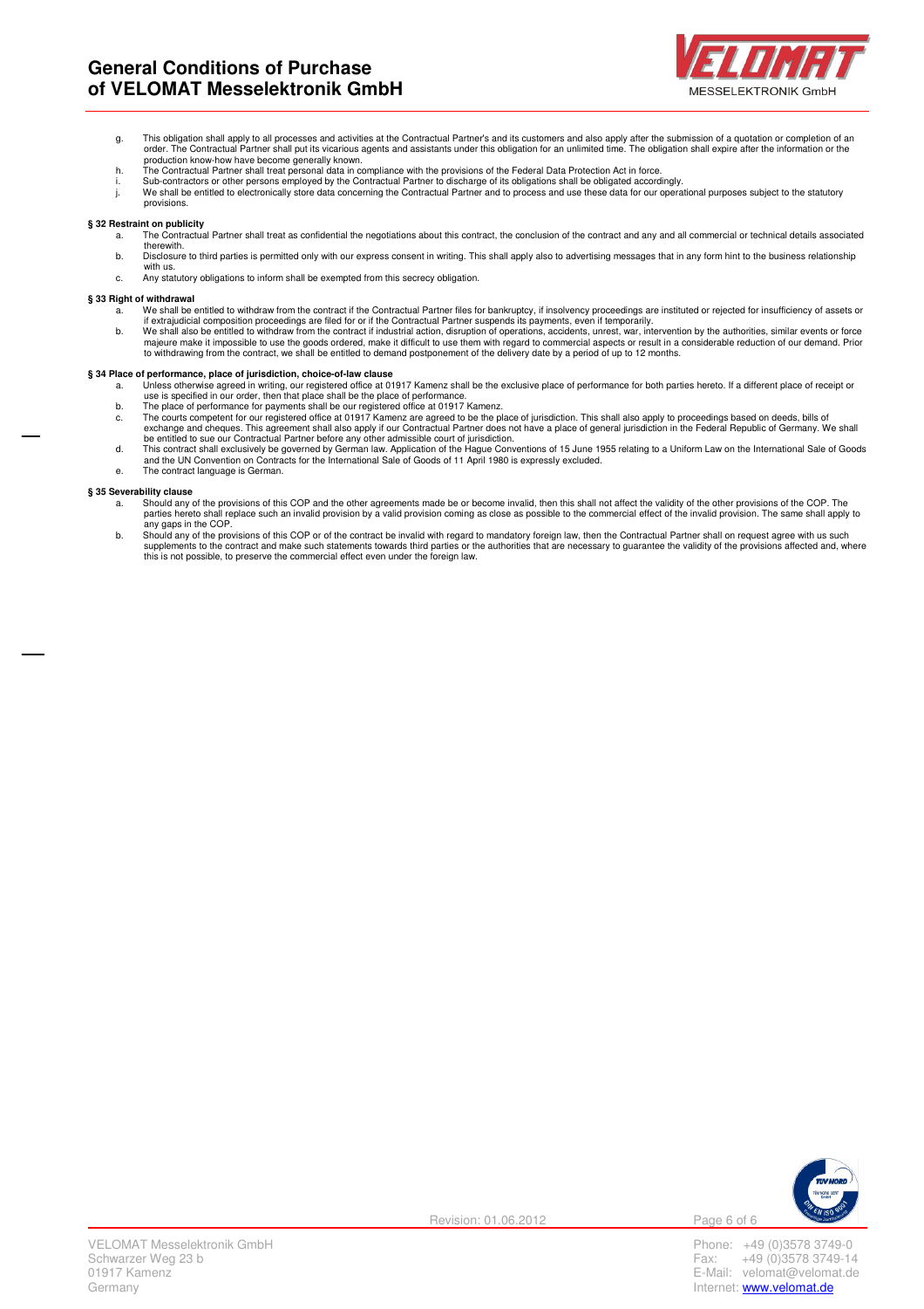g. This obligation shall apply to all processes and activities at the Contractual Partner's and its customers and also apply after the submission of a quotation or completion of an order. The Contractual Partner shall put its vicarious agents and assistants under this obligation for an unlimited time. The obligation shall expire after the information or the production know-how have become generally known.
h. The Contractual Partner shall treat personal data in compliance with the provisions of the Federal Data Protection Act in force.
i. Sub-contractors or other persons employed by the Contractual Partner to discharge of its obligations shall be obligated accordingly.
j. We shall be entitled to electronically store data concerning the Contractual Partner and to process and use these data for our operational purposes subject to the statutory provisions.

**§ 32 Restraint on publicity**

a. The Contractual Partner shall treat as confidential the negotiations about this contract, the conclusion of the contract and any and all commercial or technical details associated therewith.
b. Disclosure to third parties is permitted only with our express consent in writing. This shall apply also to advertising messages that in any form hint to the business relationship with us.
c. Any statutory obligations to inform shall be exempted from this secrecy obligation.

**§ 33 Right of withdrawal**

a. We shall be entitled to withdraw from the contract if the Contractual Partner files for bankruptcy, if insolvency proceedings are instituted or rejected for insufficiency of assets or if extrajudicial composition proceedings are filed for or if the Contractual Partner suspends its payments, even if temporarily.
b. We shall also be entitled to withdraw from the contract if industrial action, disruption of operations, accidents, unrest, war, intervention by the authorities, similar events or force majeure make it impossible to use the goods ordered, make it difficult to use them with regard to commercial aspects or result in a considerable reduction of our demand. Prior to withdrawing from the contract, we shall be entitled to demand postponement of the delivery date by a period of up to 12 months.

**§ 34 Place of performance, place of jurisdiction, choice-of-law clause**

a. Unless otherwise agreed in writing, our registered office at 01917 Kamenz shall be the exclusive place of performance for both parties hereto. If a different place of receipt or use is specified in our order, then that place shall be the place of performance.
b. The place of performance for payments shall be our registered office at 01917 Kamenz.
c. The courts competent for our registered office at 01917 Kamenz are agreed to be the place of jurisdiction. This shall also apply to proceedings based on deeds, bills of exchange and cheques. This agreement shall also apply if our Contractual Partner does not have a place of general jurisdiction in the Federal Republic of Germany. We shall be entitled to sue our Contractual Partner before any other admissible court of jurisdiction.
d. This contract shall exclusively be governed by German law. Application of the Hague Conventions of 15 June 1955 relating to a Uniform Law on the International Sale of Goods and the UN Convention on Contracts for the International Sale of Goods of 11 April 1980 is expressly excluded.
e. The contract language is German.

**§ 35 Severability clause**

a. Should any of the provisions of this COP and the other agreements made be or become invalid, then this shall not affect the validity of the other provisions of the COP. The parties hereto shall replace such an invalid provision by a valid provision coming as close as possible to the commercial effect of the invalid provision. The same shall apply to any gaps in the COP.
b. Should any of the provisions of this COP or of the contract be invalid with regard to mandatory foreign law, then the Contractual Partner shall on request agree with us such supplements to the contract and make such statements towards third parties or the authorities that are necessary to guarantee the validity of the provisions affected and, where this is not possible, to preserve the commercial effect even under the foreign law.